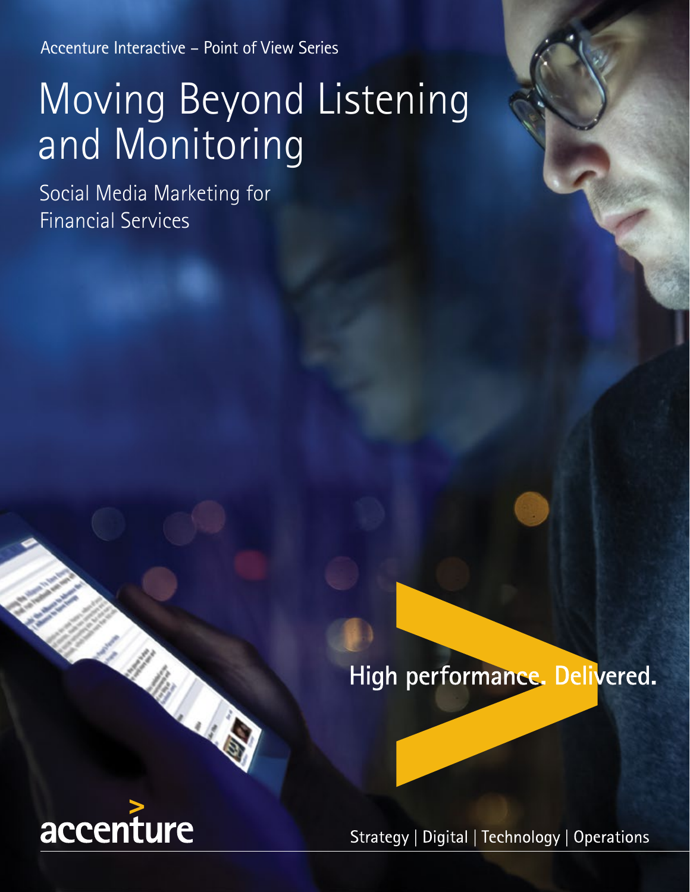Accenture Interactive – Point of View Series

# Moving Beyond Listening and Monitoring

## Social Media Marketing for Financial Services

High performance. Delivered.

accenture

Strategy | Digital | Technology | Operations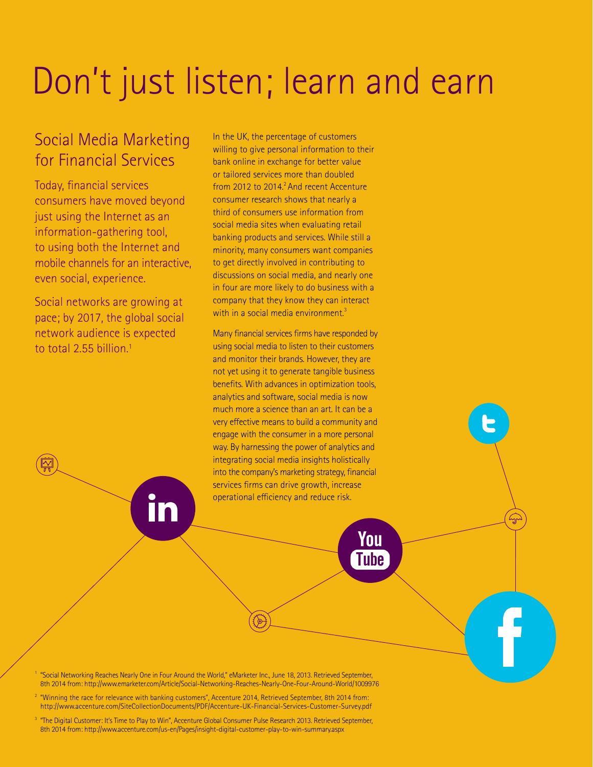# Don't just listen; learn and earn

## Social Media Marketing for Financial Services

Today, financial services consumers have moved beyond just using the Internet as an information-gathering tool, to using both the Internet and mobile channels for an interactive, even social, experience.

Social networks are growing at pace; by 2017, the global social network audience is expected to total 2.55 billion.[1]

In the UK, the percentage of customers willing to give personal information to their bank online in exchange for better value or tailored services more than doubled from 2012 to 2014.[2] And recent Accenture consumer research shows that nearly a third of consumers use information from social media sites when evaluating retail banking products and services. While still a minority, many consumers want companies to get directly involved in contributing to discussions on social media, and nearly one in four are more likely to do business with a company that they know they can interact with in a social media environment.[3]

Many financial services firms have responded by using social media to listen to their customers and monitor their brands. However, they are not yet using it to generate tangible business benefits. With advances in optimization tools, analytics and software, social media is now much more a science than an art. It can be a very effective means to build a community and engage with the consumer in a more personal way. By harnessing the power of analytics and integrating social media insights holistically into the company's marketing strategy, financial services firms can drive growth, increase operational efficiency and reduce risk.

[1] "Social Networking Reaches Nearly One in Four Around the World," eMarketer Inc., June 18, 2013. Retrieved September, 8th 2014 from: http://www.emarketer.com/Article/Social-Networking-Reaches-Nearly-One-Four-Around-World/1009976

[2] "Winning the race for relevance with banking customers", Accenture 2014, Retrieved September, 8th 2014 from: http://www.accenture.com/SiteCollectionDocuments/PDF/Accenture-UK-Financial-Services-Customer-Survey.pdf

[3] "The Digital Customer: It's Time to Play to Win", Accenture Global Consumer Pulse Research 2013. Retrieved September, 8th 2014 from: http://www.accenture.com/us-en/Pages/insight-digital-customer-play-to-win-summary.aspx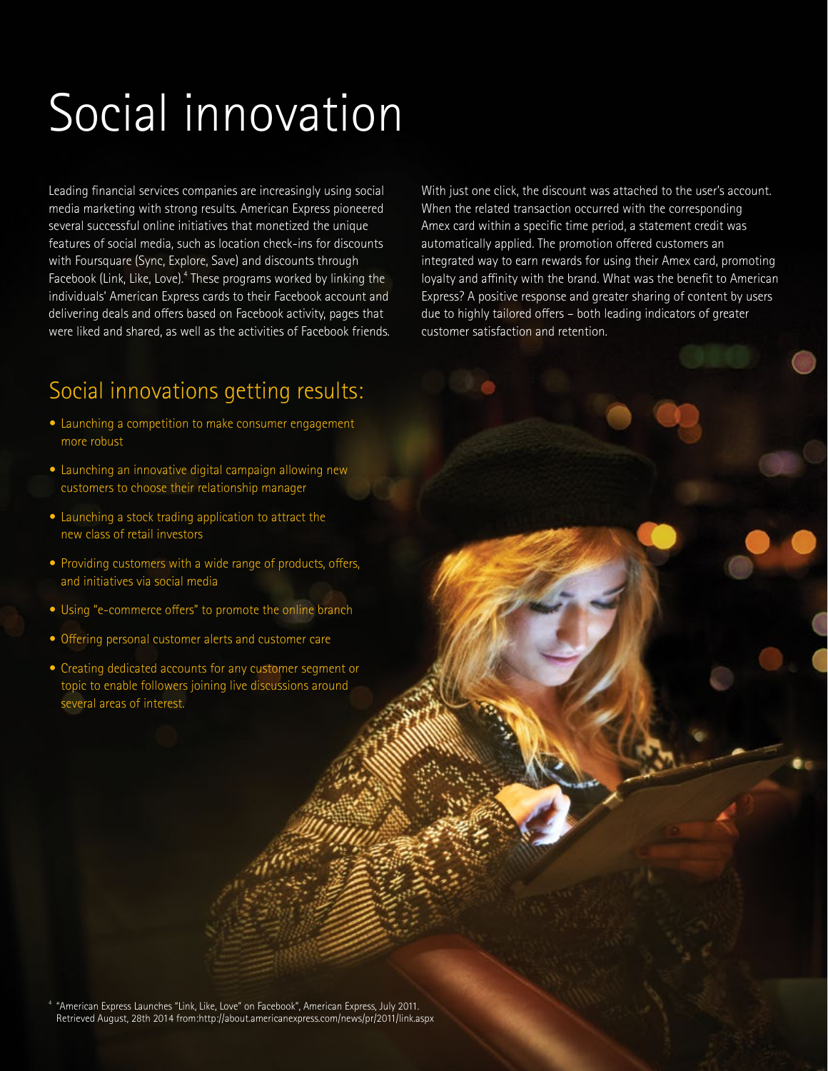# Social innovation

Leading financial services companies are increasingly using social media marketing with strong results. American Express pioneered several successful online initiatives that monetized the unique features of social media, such as location check-ins for discounts with Foursquare (Sync, Explore, Save) and discounts through Facebook (Link, Like, Love).[4] These programs worked by linking the individuals' American Express cards to their Facebook account and delivering deals and offers based on Facebook activity, pages that were liked and shared, as well as the activities of Facebook friends.

With just one click, the discount was attached to the user's account. When the related transaction occurred with the corresponding Amex card within a specific time period, a statement credit was automatically applied. The promotion offered customers an integrated way to earn rewards for using their Amex card, promoting loyalty and affinity with the brand. What was the benefit to American Express? A positive response and greater sharing of content by users due to highly tailored offers – both leading indicators of greater customer satisfaction and retention.

## Social innovations getting results:

- Launching a competition to make consumer engagement more robust
- Launching an innovative digital campaign allowing new customers to choose their relationship manager
- Launching a stock trading application to attract the new class of retail investors
- Providing customers with a wide range of products, offers, and initiatives via social media
- Using "e-commerce offers" to promote the online branch
- Offering personal customer alerts and customer care
- Creating dedicated accounts for any customer segment or topic to enable followers joining live discussions around several areas of interest.

[4] "American Express Launches "Link, Like, Love" on Facebook", American Express, July 2011. Retrieved August, 28th 2014 from:http://about.americanexpress.com/news/pr/2011/link.aspx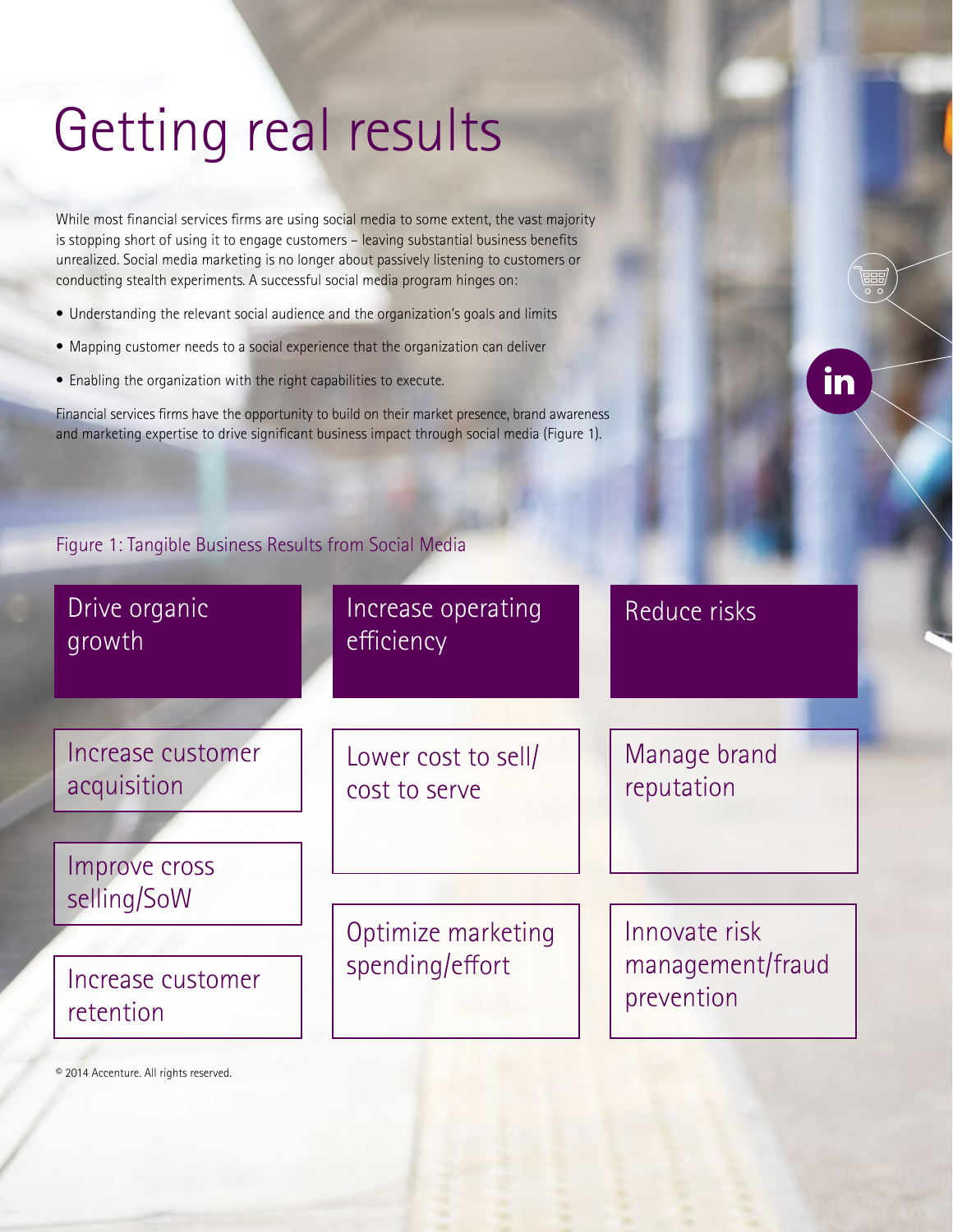# Getting real results

While most financial services firms are using social media to some extent, the vast majority is stopping short of using it to engage customers – leaving substantial business benefits unrealized. Social media marketing is no longer about passively listening to customers or conducting stealth experiments. A successful social media program hinges on:

- Understanding the relevant social audience and the organization's goals and limits
- Mapping customer needs to a social experience that the organization can deliver
- Enabling the organization with the right capabilities to execute.

Financial services firms have the opportunity to build on their market presence, brand awareness and marketing expertise to drive significant business impact through social media (Figure 1).

Figure 1: Tangible Business Results from Social Media

| Drive organic growth | Increase operating efficiency | Reduce risks |
| --- | --- | --- |
| Increase customer acquisition | Lower cost to sell/ cost to serve | Manage brand reputation |
| Improve cross selling/SoW | Optimize marketing spending/effort | Innovate risk management/fraud prevention |
| Increase customer retention | | |

© 2014 Accenture. All rights reserved.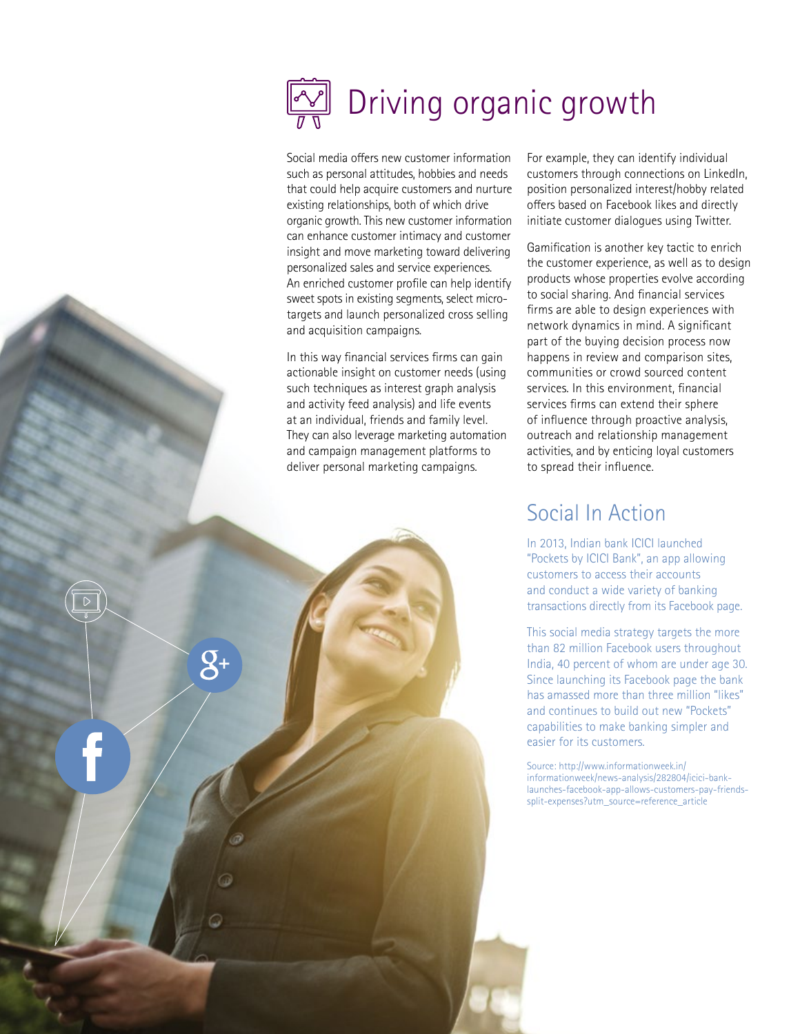# Driving organic growth

Social media offers new customer information such as personal attitudes, hobbies and needs that could help acquire customers and nurture existing relationships, both of which drive organic growth. This new customer information can enhance customer intimacy and customer insight and move marketing toward delivering personalized sales and service experiences. An enriched customer profile can help identify sweet spots in existing segments, select micro-targets and launch personalized cross selling and acquisition campaigns.

In this way financial services firms can gain actionable insight on customer needs (using such techniques as interest graph analysis and activity feed analysis) and life events at an individual, friends and family level. They can also leverage marketing automation and campaign management platforms to deliver personal marketing campaigns.

For example, they can identify individual customers through connections on LinkedIn, position personalized interest/hobby related offers based on Facebook likes and directly initiate customer dialogues using Twitter.

Gamification is another key tactic to enrich the customer experience, as well as to design products whose properties evolve according to social sharing. And financial services firms are able to design experiences with network dynamics in mind. A significant part of the buying decision process now happens in review and comparison sites, communities or crowd sourced content services. In this environment, financial services firms can extend their sphere of influence through proactive analysis, outreach and relationship management activities, and by enticing loyal customers to spread their influence.

## Social In Action

In 2013, Indian bank ICICI launched "Pockets by ICICI Bank", an app allowing customers to access their accounts and conduct a wide variety of banking transactions directly from its Facebook page.

This social media strategy targets the more than 82 million Facebook users throughout India, 40 percent of whom are under age 30. Since launching its Facebook page the bank has amassed more than three million "likes" and continues to build out new "Pockets" capabilities to make banking simpler and easier for its customers.

Source: http://www.informationweek.in/informationweek/news-analysis/282804/icici-bank-launches-facebook-app-allows-customers-pay-friends-split-expenses?utm_source=reference_article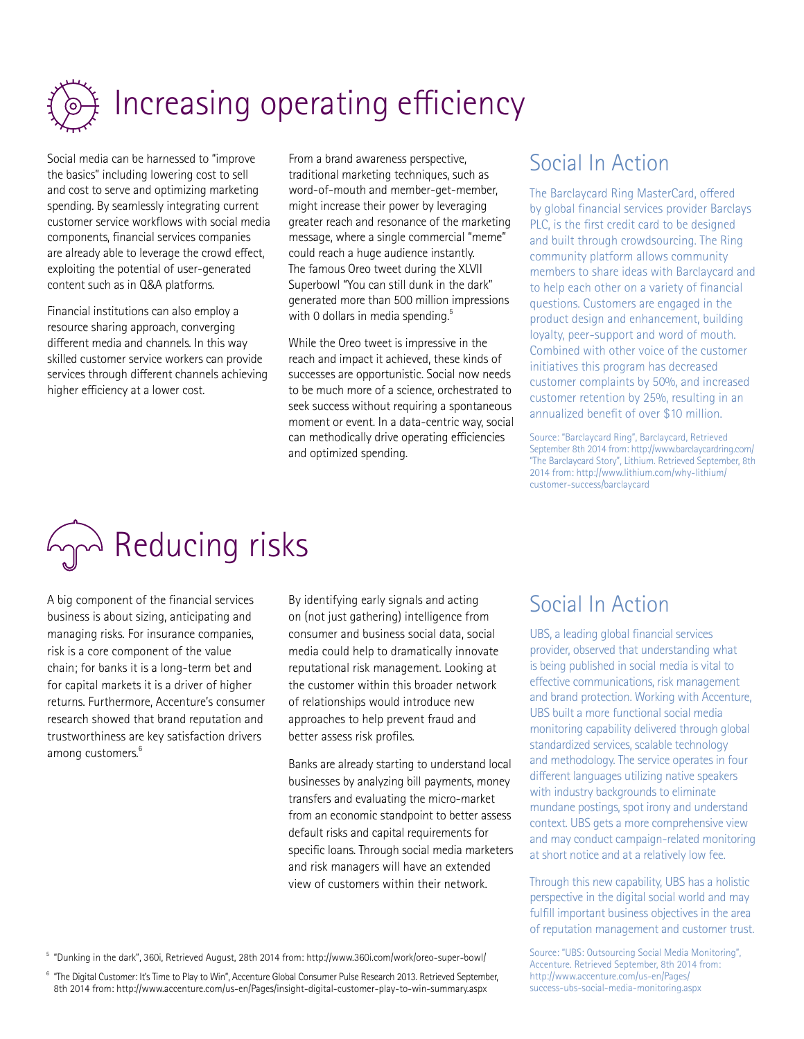# Increasing operating efficiency

Social media can be harnessed to "improve the basics" including lowering cost to sell and cost to serve and optimizing marketing spending. By seamlessly integrating current customer service workflows with social media components, financial services companies are already able to leverage the crowd effect, exploiting the potential of user-generated content such as in Q&A platforms.

Financial institutions can also employ a resource sharing approach, converging different media and channels. In this way skilled customer service workers can provide services through different channels achieving higher efficiency at a lower cost.

From a brand awareness perspective, traditional marketing techniques, such as word-of-mouth and member-get-member, might increase their power by leveraging greater reach and resonance of the marketing message, where a single commercial "meme" could reach a huge audience instantly. The famous Oreo tweet during the XLVII Superbowl "You can still dunk in the dark" generated more than 500 million impressions with 0 dollars in media spending.[5]

While the Oreo tweet is impressive in the reach and impact it achieved, these kinds of successes are opportunistic. Social now needs to be much more of a science, orchestrated to seek success without requiring a spontaneous moment or event. In a data-centric way, social can methodically drive operating efficiencies and optimized spending.

## Social In Action

The Barclaycard Ring MasterCard, offered by global financial services provider Barclays PLC, is the first credit card to be designed and built through crowdsourcing. The Ring community platform allows community members to share ideas with Barclaycard and to help each other on a variety of financial questions. Customers are engaged in the product design and enhancement, building loyalty, peer-support and word of mouth. Combined with other voice of the customer initiatives this program has decreased customer complaints by 50%, and increased customer retention by 25%, resulting in an annualized benefit of over $10 million.

Source: "Barclaycard Ring", Barclaycard, Retrieved September 8th 2014 from: http://www.barclaycardring.com/ "The Barclaycard Story", Lithium. Retrieved September, 8th 2014 from: http://www.lithium.com/why-lithium/customer-success/barclaycard

# Reducing risks

A big component of the financial services business is about sizing, anticipating and managing risks. For insurance companies, risk is a core component of the value chain; for banks it is a long-term bet and for capital markets it is a driver of higher returns. Furthermore, Accenture's consumer research showed that brand reputation and trustworthiness are key satisfaction drivers among customers.[6]

By identifying early signals and acting on (not just gathering) intelligence from consumer and business social data, social media could help to dramatically innovate reputational risk management. Looking at the customer within this broader network of relationships would introduce new approaches to help prevent fraud and better assess risk profiles.

Banks are already starting to understand local businesses by analyzing bill payments, money transfers and evaluating the micro-market from an economic standpoint to better assess default risks and capital requirements for specific loans. Through social media marketers and risk managers will have an extended view of customers within their network.

## Social In Action

UBS, a leading global financial services provider, observed that understanding what is being published in social media is vital to effective communications, risk management and brand protection. Working with Accenture, UBS built a more functional social media monitoring capability delivered through global standardized services, scalable technology and methodology. The service operates in four different languages utilizing native speakers with industry backgrounds to eliminate mundane postings, spot irony and understand context. UBS gets a more comprehensive view and may conduct campaign-related monitoring at short notice and at a relatively low fee.

Through this new capability, UBS has a holistic perspective in the digital social world and may fulfill important business objectives in the area of reputation management and customer trust.

Source: "UBS: Outsourcing Social Media Monitoring", Accenture. Retrieved September, 8th 2014 from: http://www.accenture.com/us-en/Pages/success-ubs-social-media-monitoring.aspx

[5] "Dunking in the dark", 360i, Retrieved August, 28th 2014 from: http://www.360i.com/work/oreo-super-bowl/

[6] "The Digital Customer: It's Time to Play to Win", Accenture Global Consumer Pulse Research 2013. Retrieved September, 8th 2014 from: http://www.accenture.com/us-en/Pages/insight-digital-customer-play-to-win-summary.aspx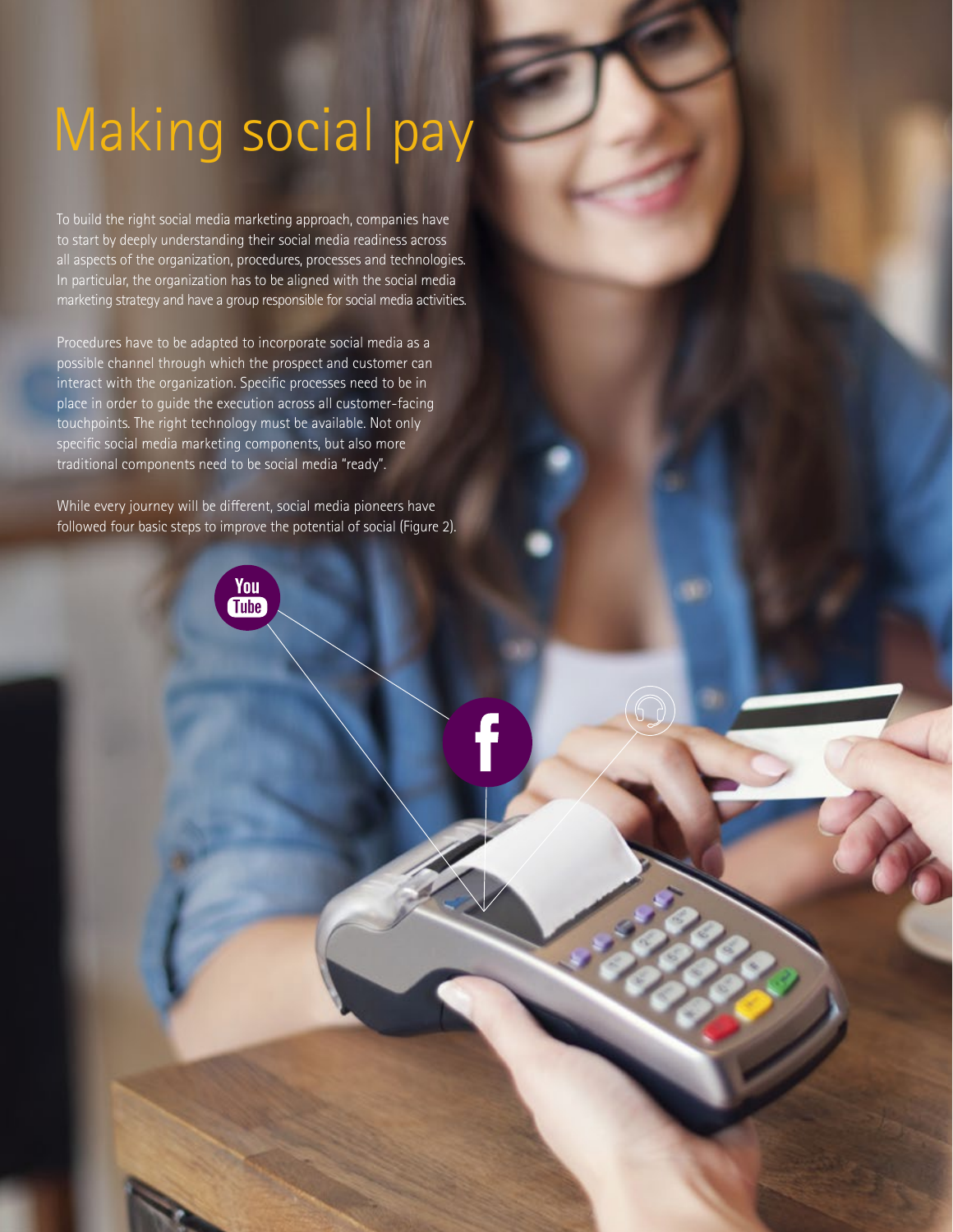# Making social pay

To build the right social media marketing approach, companies have to start by deeply understanding their social media readiness across all aspects of the organization, procedures, processes and technologies. In particular, the organization has to be aligned with the social media marketing strategy and have a group responsible for social media activities.

Procedures have to be adapted to incorporate social media as a possible channel through which the prospect and customer can interact with the organization. Specific processes need to be in place in order to guide the execution across all customer-facing touchpoints. The right technology must be available. Not only specific social media marketing components, but also more traditional components need to be social media "ready".

While every journey will be different, social media pioneers have followed four basic steps to improve the potential of social (Figure 2).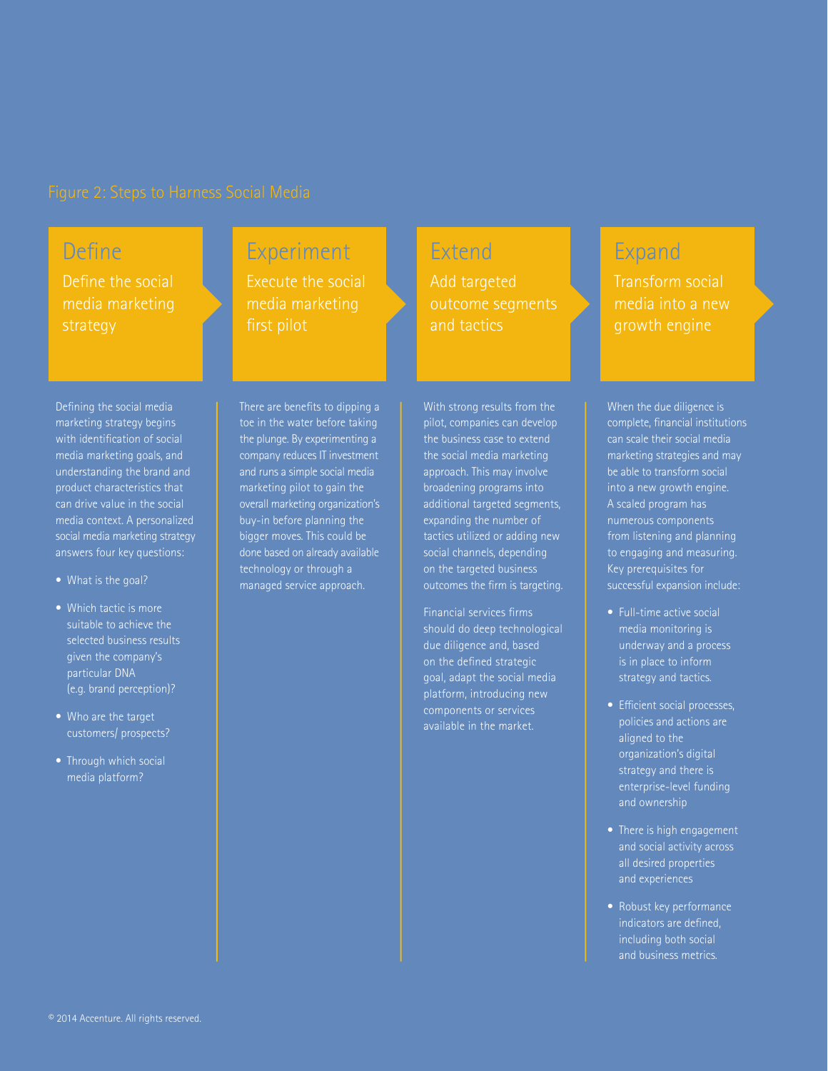## Figure 2: Steps to Harness Social Media

### Define

Define the social media marketing strategy

Defining the social media marketing strategy begins with identification of social media marketing goals, and understanding the brand and product characteristics that can drive value in the social media context. A personalized social media marketing strategy answers four key questions:

- What is the goal?
- Which tactic is more suitable to achieve the selected business results given the company's particular DNA (e.g. brand perception)?
- Who are the target customers/ prospects?
- Through which social media platform?

### Experiment

Execute the social media marketing first pilot

There are benefits to dipping a toe in the water before taking the plunge. By experimenting a company reduces IT investment and runs a simple social media marketing pilot to gain the overall marketing organization's buy-in before planning the bigger moves. This could be done based on already available technology or through a managed service approach.

### Extend

Add targeted outcome segments and tactics

With strong results from the pilot, companies can develop the business case to extend the social media marketing approach. This may involve broadening programs into additional targeted segments, expanding the number of tactics utilized or adding new social channels, depending on the targeted business outcomes the firm is targeting.

Financial services firms should do deep technological due diligence and, based on the defined strategic goal, adapt the social media platform, introducing new components or services available in the market.

### Expand

Transform social media into a new growth engine

When the due diligence is complete, financial institutions can scale their social media marketing strategies and may be able to transform social into a new growth engine. A scaled program has numerous components from listening and planning to engaging and measuring. Key prerequisites for successful expansion include:

- Full-time active social media monitoring is underway and a process is in place to inform strategy and tactics.
- Efficient social processes, policies and actions are aligned to the organization's digital strategy and there is enterprise-level funding and ownership
- There is high engagement and social activity across all desired properties and experiences
- Robust key performance indicators are defined, including both social and business metrics.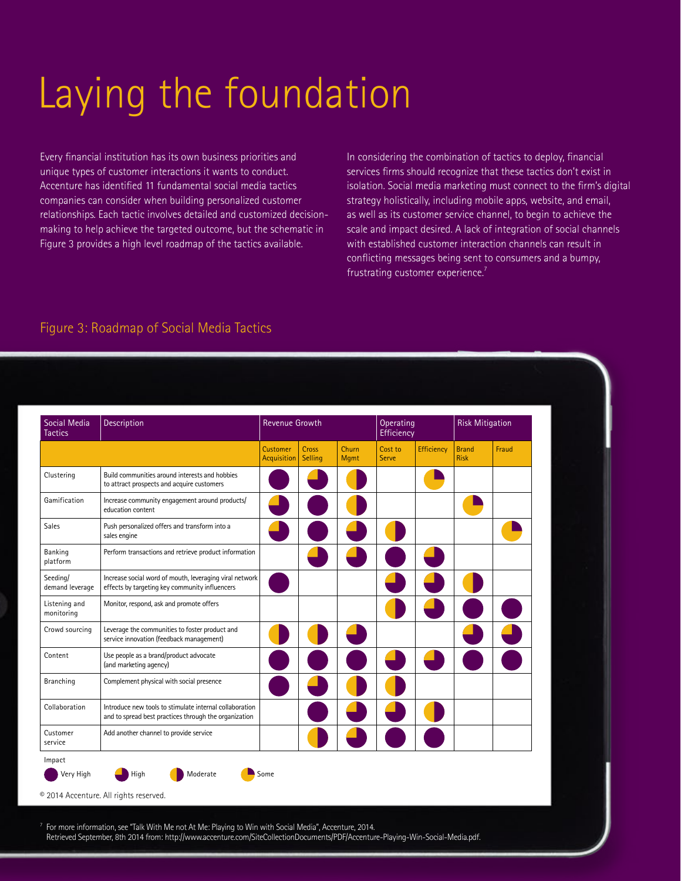# Laying the foundation

Every financial institution has its own business priorities and unique types of customer interactions it wants to conduct. Accenture has identified 11 fundamental social media tactics companies can consider when building personalized customer relationships. Each tactic involves detailed and customized decision-making to help achieve the targeted outcome, but the schematic in Figure 3 provides a high level roadmap of the tactics available.

In considering the combination of tactics to deploy, financial services firms should recognize that these tactics don't exist in isolation. Social media marketing must connect to the firm's digital strategy holistically, including mobile apps, website, and email, as well as its customer service channel, to begin to achieve the scale and impact desired. A lack of integration of social channels with established customer interaction channels can result in conflicting messages being sent to consumers and a bumpy, frustrating customer experience.[7]

## Figure 3: Roadmap of Social Media Tactics

| Social Media Tactics | Description | Revenue Growth | | | Operating Efficiency | | Risk Mitigation | |
|---|---|---|---|---|---|---|---|---|
| | | Customer Acquisition | Cross Selling | Churn Mgmt | Cost to Serve | Efficiency | Brand Risk | Fraud |
| Clustering | Build communities around interests and hobbies to attract prospects and acquire customers | Very High | High | Moderate | | Some | | |
| Gamification | Increase community engagement around products/ education content | High | Very High | Moderate | | | Some | |
| Sales | Push personalized offers and transform into a sales engine | High | Very High | High | Moderate | | | Some |
| Banking platform | Perform transactions and retrieve product information | | High | High | Very High | High | | |
| Seeding/ demand leverage | Increase social word of mouth, leveraging viral network effects by targeting key community influencers | Very High | | | High | High | Moderate | |
| Listening and monitoring | Monitor, respond, ask and promote offers | | | | Moderate | High | Very High | Very High |
| Crowd sourcing | Leverage the communities to foster product and service innovation (feedback management) | Moderate | Moderate | High | | | High | High |
| Content | Use people as a brand/product advocate (and marketing agency) | Very High | Very High | Very High | High | High | Very High | Very High |
| Branching | Complement physical with social presence | Very High | High | Moderate | Moderate | | | |
| Collaboration | Introduce new tools to stimulate internal collaboration and to spread best practices through the organization | | Very High | High | High | Moderate | | |
| Customer service | Add another channel to provide service | | Moderate | High | Very High | Very High | | |

Impact: Very High, High, Moderate, Some

© 2014 Accenture. All rights reserved.

[7] For more information, see "Talk With Me not At Me: Playing to Win with Social Media", Accenture, 2014. Retrieved September, 8th 2014 from: http://www.accenture.com/SiteCollectionDocuments/PDF/Accenture-Playing-Win-Social-Media.pdf.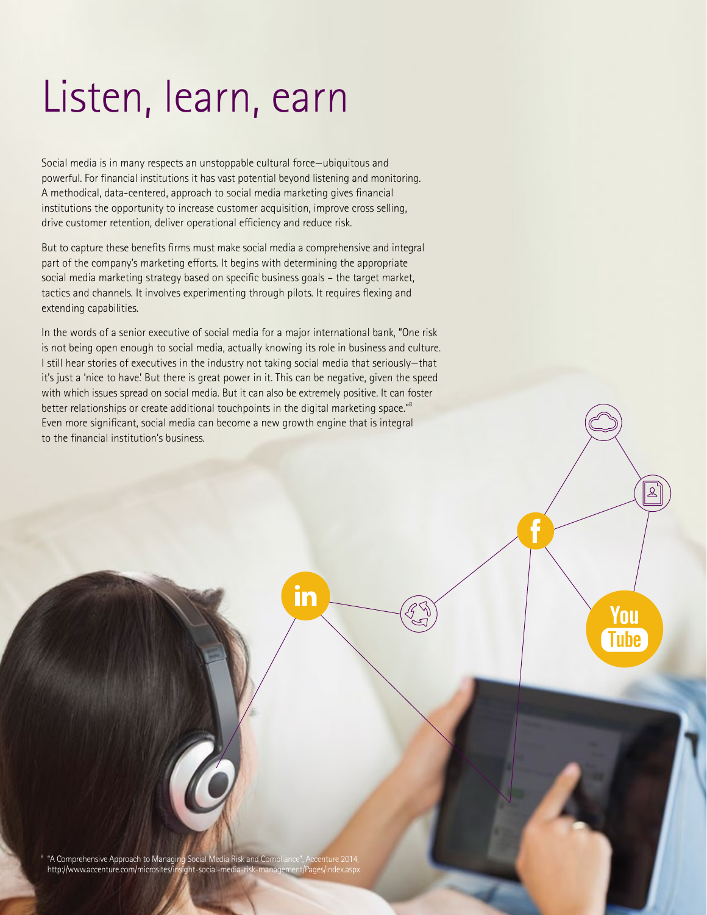# Listen, learn, earn

Social media is in many respects an unstoppable cultural force—ubiquitous and powerful. For financial institutions it has vast potential beyond listening and monitoring. A methodical, data-centered, approach to social media marketing gives financial institutions the opportunity to increase customer acquisition, improve cross selling, drive customer retention, deliver operational efficiency and reduce risk.

But to capture these benefits firms must make social media a comprehensive and integral part of the company's marketing efforts. It begins with determining the appropriate social media marketing strategy based on specific business goals – the target market, tactics and channels. It involves experimenting through pilots. It requires flexing and extending capabilities.

In the words of a senior executive of social media for a major international bank, "One risk is not being open enough to social media, actually knowing its role in business and culture. I still hear stories of executives in the industry not taking social media that seriously—that it's just a 'nice to have.' But there is great power in it. This can be negative, given the speed with which issues spread on social media. But it can also be extremely positive. It can foster better relationships or create additional touchpoints in the digital marketing space."[8] Even more significant, social media can become a new growth engine that is integral to the financial institution's business.

[8] "A Comprehensive Approach to Managing Social Media Risk and Compliance", Accenture 2014, http://www.accenture.com/microsites/insight-social-media-risk-management/Pages/index.aspx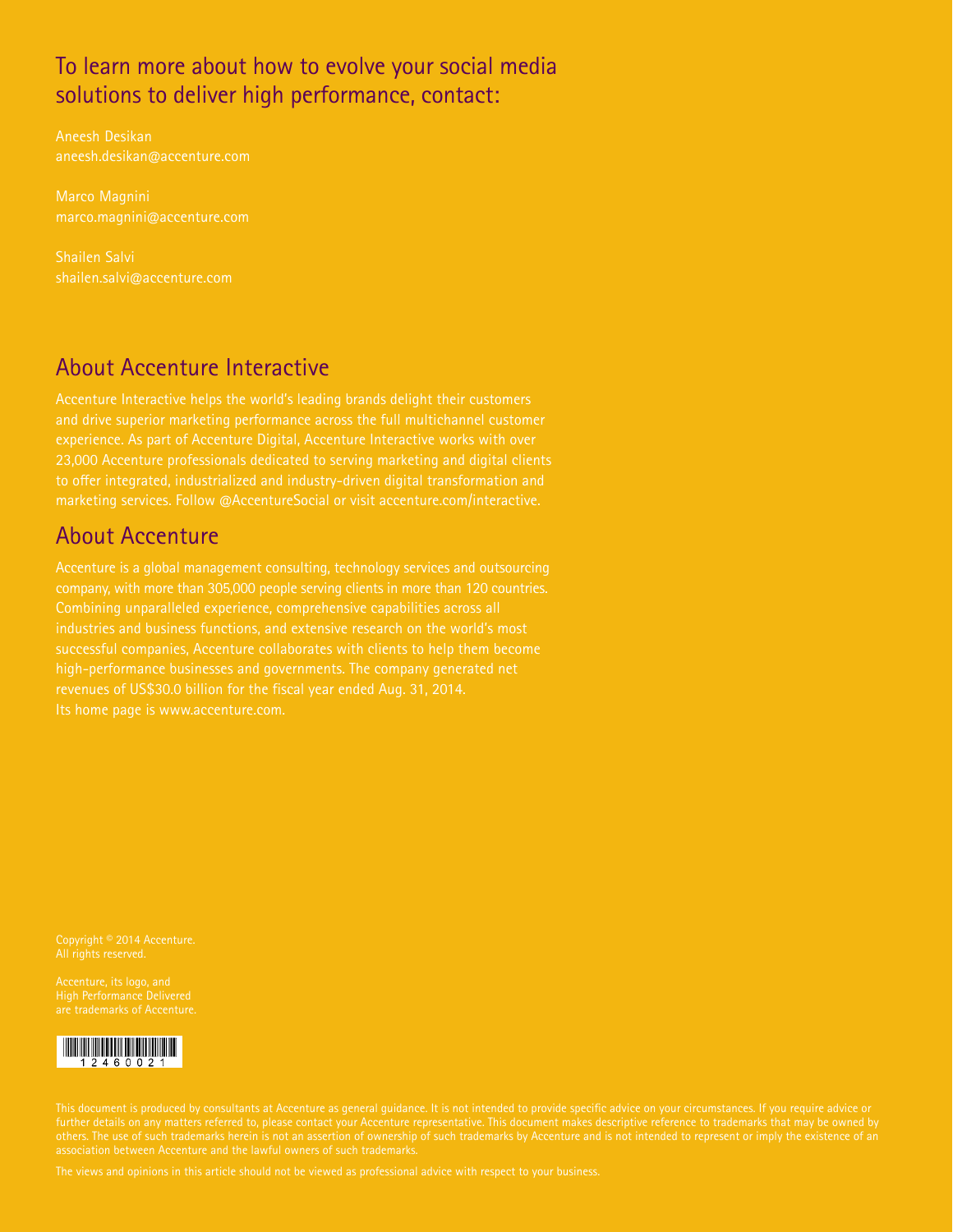## To learn more about how to evolve your social media solutions to deliver high performance, contact:

Aneesh Desikan
aneesh.desikan@accenture.com

Marco Magnini
marco.magnini@accenture.com

Shailen Salvi
shailen.salvi@accenture.com

## About Accenture Interactive

Accenture Interactive helps the world's leading brands delight their customers and drive superior marketing performance across the full multichannel customer experience. As part of Accenture Digital, Accenture Interactive works with over 23,000 Accenture professionals dedicated to serving marketing and digital clients to offer integrated, industrialized and industry-driven digital transformation and marketing services. Follow @AccentureSocial or visit accenture.com/interactive.

## About Accenture

Accenture is a global management consulting, technology services and outsourcing company, with more than 305,000 people serving clients in more than 120 countries. Combining unparalleled experience, comprehensive capabilities across all industries and business functions, and extensive research on the world's most successful companies, Accenture collaborates with clients to help them become high-performance businesses and governments. The company generated net revenues of US$30.0 billion for the fiscal year ended Aug. 31, 2014. Its home page is www.accenture.com.

Copyright © 2014 Accenture.
All rights reserved.

Accenture, its logo, and High Performance Delivered are trademarks of Accenture.

12460021

This document is produced by consultants at Accenture as general guidance. It is not intended to provide specific advice on your circumstances. If you require advice or further details on any matters referred to, please contact your Accenture representative. This document makes descriptive reference to trademarks that may be owned by others. The use of such trademarks herein is not an assertion of ownership of such trademarks by Accenture and is not intended to represent or imply the existence of an association between Accenture and the lawful owners of such trademarks.

The views and opinions in this article should not be viewed as professional advice with respect to your business.